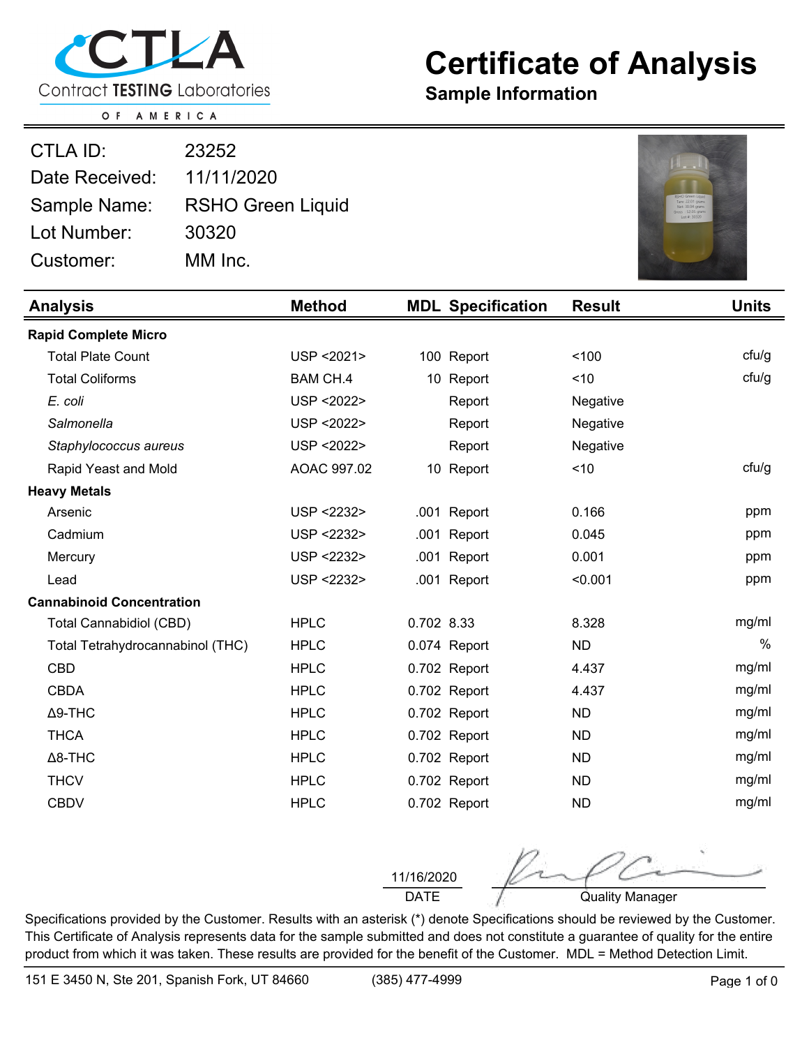# Certificate of Analysis

## Sample Information

Contract TESTING Laboratories OF AMERICA

| | |
|---|---|
| CTLA ID: | 23252 |
| Date Received: | 11/11/2020 |
| Sample Name: | RSHO Green Liquid |
| Lot Number: | 30320 |
| Customer: | MM Inc. |

| Analysis | Method | MDL | Specification | Result | Units |
|---|---|---|---|---|---|
| **Rapid Complete Micro** | | | | | |
| Total Plate Count | USP <2021> | 100 | Report | <100 | cfu/g |
| Total Coliforms | BAM CH.4 | 10 | Report | <10 | cfu/g |
| *E. coli* | USP <2022> | | Report | Negative | |
| *Salmonella* | USP <2022> | | Report | Negative | |
| *Staphylococcus aureus* | USP <2022> | | Report | Negative | |
| Rapid Yeast and Mold | AOAC 997.02 | 10 | Report | <10 | cfu/g |
| **Heavy Metals** | | | | | |
| Arsenic | USP <2232> | .001 | Report | 0.166 | ppm |
| Cadmium | USP <2232> | .001 | Report | 0.045 | ppm |
| Mercury | USP <2232> | .001 | Report | 0.001 | ppm |
| Lead | USP <2232> | .001 | Report | <0.001 | ppm |
| **Cannabinoid Concentration** | | | | | |
| Total Cannabidiol (CBD) | HPLC | 0.702 | 8.33 | 8.328 | mg/ml |
| Total Tetrahydrocannabinol (THC) | HPLC | 0.074 | Report | ND | % |
| CBD | HPLC | 0.702 | Report | 4.437 | mg/ml |
| CBDA | HPLC | 0.702 | Report | 4.437 | mg/ml |
| Δ9-THC | HPLC | 0.702 | Report | ND | mg/ml |
| THCA | HPLC | 0.702 | Report | ND | mg/ml |
| Δ8-THC | HPLC | 0.702 | Report | ND | mg/ml |
| THCV | HPLC | 0.702 | Report | ND | mg/ml |
| CBDV | HPLC | 0.702 | Report | ND | mg/ml |

11/16/2020
DATE

Quality Manager

Specifications provided by the Customer. Results with an asterisk (*) denote Specifications should be reviewed by the Customer. This Certificate of Analysis represents data for the sample submitted and does not constitute a guarantee of quality for the entire product from which it was taken. These results are provided for the benefit of the Customer. MDL = Method Detection Limit.

151 E 3450 N, Ste 201, Spanish Fork, UT 84660 (385) 477-4999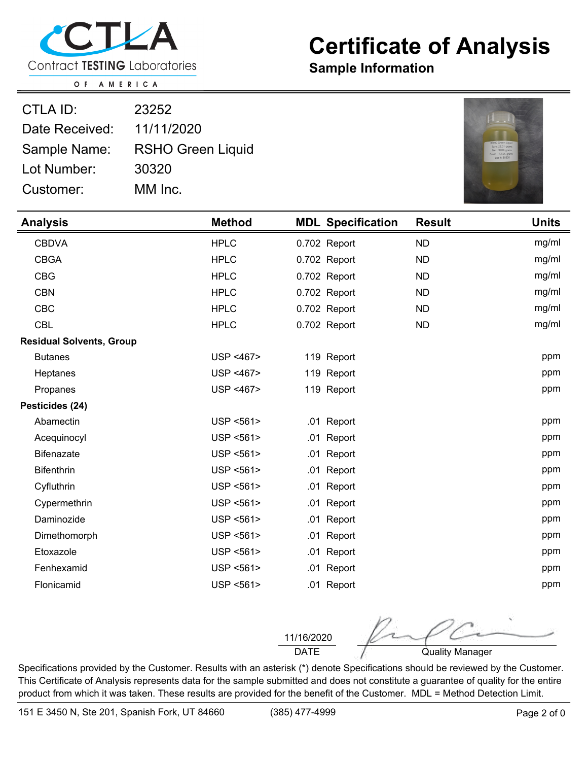# Certificate of Analysis

**Sample Information**

| | |
|---|---|
| CTLA ID: | 23252 |
| Date Received: | 11/11/2020 |
| Sample Name: | RSHO Green Liquid |
| Lot Number: | 30320 |
| Customer: | MM Inc. |

| Analysis | Method | MDL | Specification | Result | Units |
|---|---|---|---|---|---|
| CBDVA | HPLC | 0.702 | Report | ND | mg/ml |
| CBGA | HPLC | 0.702 | Report | ND | mg/ml |
| CBG | HPLC | 0.702 | Report | ND | mg/ml |
| CBN | HPLC | 0.702 | Report | ND | mg/ml |
| CBC | HPLC | 0.702 | Report | ND | mg/ml |
| CBL | HPLC | 0.702 | Report | ND | mg/ml |
| **Residual Solvents, Group** | | | | | |
| Butanes | USP <467> | 119 | Report | | ppm |
| Heptanes | USP <467> | 119 | Report | | ppm |
| Propanes | USP <467> | 119 | Report | | ppm |
| **Pesticides (24)** | | | | | |
| Abamectin | USP <561> | .01 | Report | | ppm |
| Acequinocyl | USP <561> | .01 | Report | | ppm |
| Bifenazate | USP <561> | .01 | Report | | ppm |
| Bifenthrin | USP <561> | .01 | Report | | ppm |
| Cyfluthrin | USP <561> | .01 | Report | | ppm |
| Cypermethrin | USP <561> | .01 | Report | | ppm |
| Daminozide | USP <561> | .01 | Report | | ppm |
| Dimethomorph | USP <561> | .01 | Report | | ppm |
| Etoxazole | USP <561> | .01 | Report | | ppm |
| Fenhexamid | USP <561> | .01 | Report | | ppm |
| Flonicamid | USP <561> | .01 | Report | | ppm |

11/16/2020
DATE

Quality Manager

Specifications provided by the Customer. Results with an asterisk (*) denote Specifications should be reviewed by the Customer. This Certificate of Analysis represents data for the sample submitted and does not constitute a guarantee of quality for the entire product from which it was taken. These results are provided for the benefit of the Customer. MDL = Method Detection Limit.

151 E 3450 N, Ste 201, Spanish Fork, UT 84660 (385) 477-4999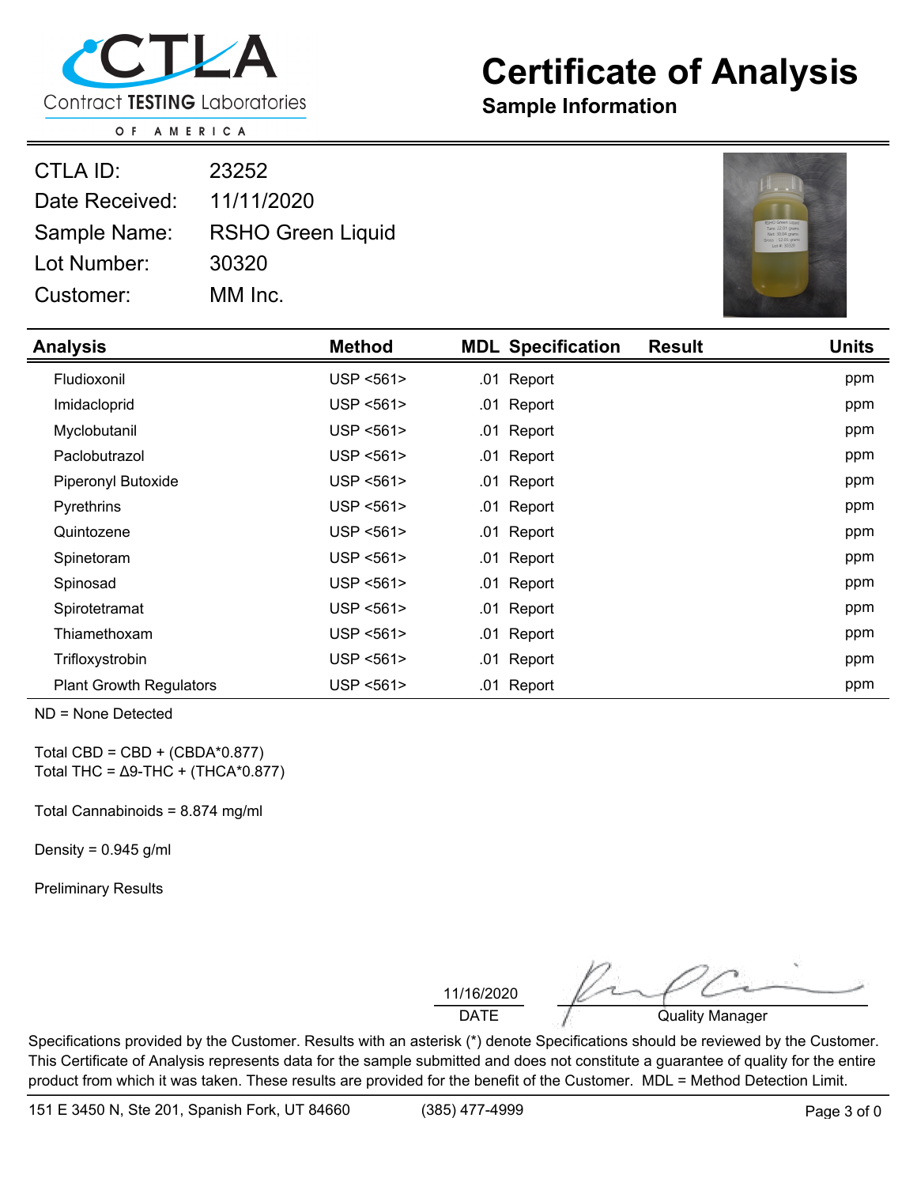# Certificate of Analysis

## Sample Information

CTLA ID: 23252
Date Received: 11/11/2020
Sample Name: RSHO Green Liquid
Lot Number: 30320
Customer: MM Inc.

| Analysis | Method | MDL | Specification | Result | Units |
|---|---|---|---|---|---|
| Fludioxonil | USP <561> | .01 | Report | | ppm |
| Imidacloprid | USP <561> | .01 | Report | | ppm |
| Myclobutanil | USP <561> | .01 | Report | | ppm |
| Paclobutrazol | USP <561> | .01 | Report | | ppm |
| Piperonyl Butoxide | USP <561> | .01 | Report | | ppm |
| Pyrethrins | USP <561> | .01 | Report | | ppm |
| Quintozene | USP <561> | .01 | Report | | ppm |
| Spinetoram | USP <561> | .01 | Report | | ppm |
| Spinosad | USP <561> | .01 | Report | | ppm |
| Spirotetramat | USP <561> | .01 | Report | | ppm |
| Thiamethoxam | USP <561> | .01 | Report | | ppm |
| Trifloxystrobin | USP <561> | .01 | Report | | ppm |
| Plant Growth Regulators | USP <561> | .01 | Report | | ppm |

ND = None Detected

Total CBD = CBD + (CBDA*0.877)
Total THC = Δ9-THC + (THCA*0.877)

Total Cannabinoids = 8.874 mg/ml

Density = 0.945 g/ml

Preliminary Results

11/16/2020
DATE

Quality Manager

Specifications provided by the Customer. Results with an asterisk (*) denote Specifications should be reviewed by the Customer. This Certificate of Analysis represents data for the sample submitted and does not constitute a guarantee of quality for the entire product from which it was taken. These results are provided for the benefit of the Customer. MDL = Method Detection Limit.

151 E 3450 N, Ste 201, Spanish Fork, UT 84660 (385) 477-4999